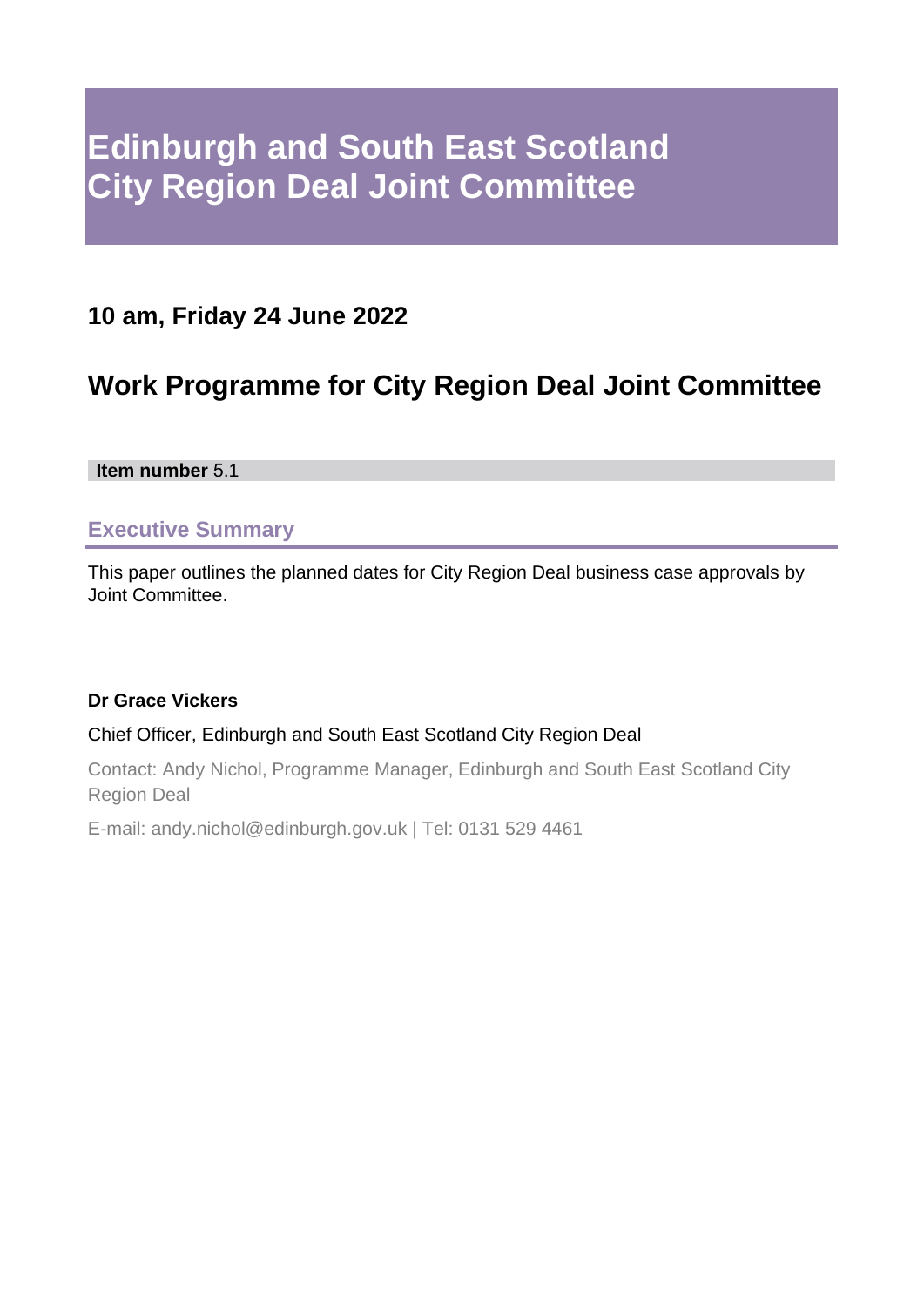# Edinburgh and South East Scotland City Region Deal Joint Committee

## 10 am, Friday 24 June 2022

## Work Programme for City Region Deal Joint Committee

**Item number** 5.1

### Executive Summary

This paper outlines the planned dates for City Region Deal business case approvals by Joint Committee.

**Dr Grace Vickers**

Chief Officer, Edinburgh and South East Scotland City Region Deal

Contact: Andy Nichol, Programme Manager, Edinburgh and South East Scotland City Region Deal

E-mail: andy.nichol@edinburgh.gov.uk | Tel: 0131 529 4461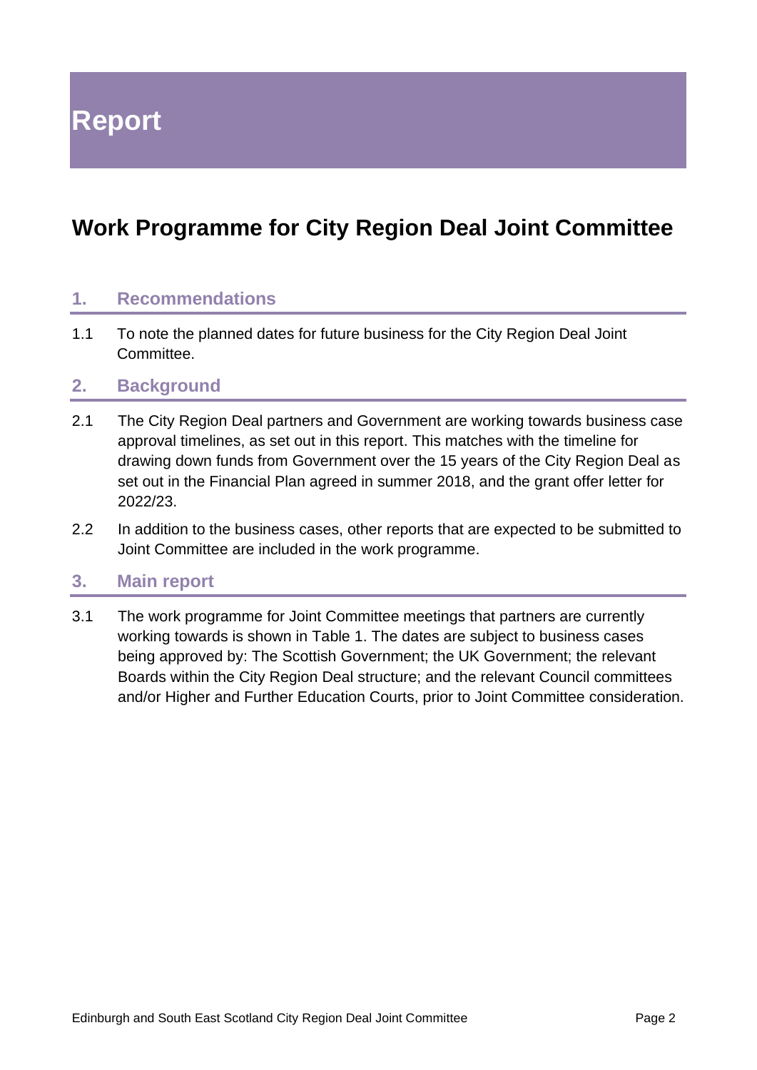# Report

## Work Programme for City Region Deal Joint Committee

### 1. Recommendations

1.1 To note the planned dates for future business for the City Region Deal Joint Committee.

### 2. Background

2.1 The City Region Deal partners and Government are working towards business case approval timelines, as set out in this report. This matches with the timeline for drawing down funds from Government over the 15 years of the City Region Deal as set out in the Financial Plan agreed in summer 2018, and the grant offer letter for 2022/23.

2.2 In addition to the business cases, other reports that are expected to be submitted to Joint Committee are included in the work programme.

### 3. Main report

3.1 The work programme for Joint Committee meetings that partners are currently working towards is shown in Table 1. The dates are subject to business cases being approved by: The Scottish Government; the UK Government; the relevant Boards within the City Region Deal structure; and the relevant Council committees and/or Higher and Further Education Courts, prior to Joint Committee consideration.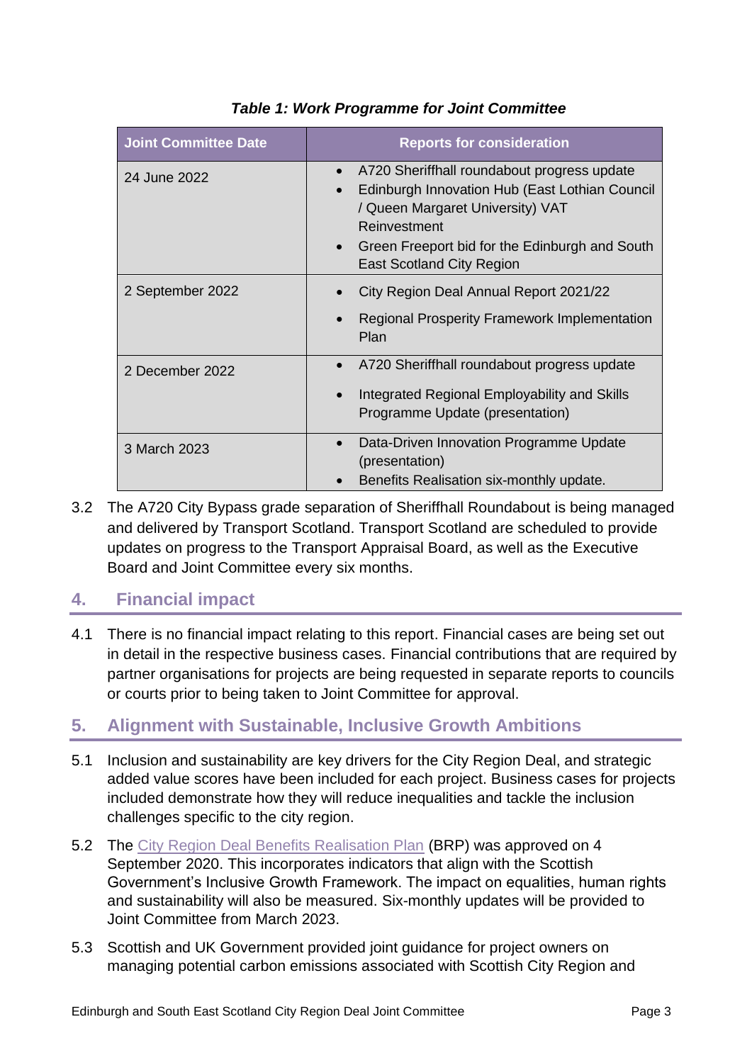***Table 1: Work Programme for Joint Committee***

| Joint Committee Date | Reports for consideration |
| --- | --- |
| 24 June 2022 | • A720 Sheriffhall roundabout progress update<br>• Edinburgh Innovation Hub (East Lothian Council / Queen Margaret University) VAT Reinvestment<br>• Green Freeport bid for the Edinburgh and South East Scotland City Region |
| 2 September 2022 | • City Region Deal Annual Report 2021/22<br>• Regional Prosperity Framework Implementation Plan |
| 2 December 2022 | • A720 Sheriffhall roundabout progress update<br>• Integrated Regional Employability and Skills Programme Update (presentation) |
| 3 March 2023 | • Data-Driven Innovation Programme Update (presentation)<br>• Benefits Realisation six-monthly update. |

3.2 The A720 City Bypass grade separation of Sheriffhall Roundabout is being managed and delivered by Transport Scotland. Transport Scotland are scheduled to provide updates on progress to the Transport Appraisal Board, as well as the Executive Board and Joint Committee every six months.

## 4. Financial impact

4.1 There is no financial impact relating to this report. Financial cases are being set out in detail in the respective business cases. Financial contributions that are required by partner organisations for projects are being requested in separate reports to councils or courts prior to being taken to Joint Committee for approval.

## 5. Alignment with Sustainable, Inclusive Growth Ambitions

5.1 Inclusion and sustainability are key drivers for the City Region Deal, and strategic added value scores have been included for each project. Business cases for projects included demonstrate how they will reduce inequalities and tackle the inclusion challenges specific to the city region.

5.2 The City Region Deal Benefits Realisation Plan (BRP) was approved on 4 September 2020. This incorporates indicators that align with the Scottish Government's Inclusive Growth Framework. The impact on equalities, human rights and sustainability will also be measured. Six-monthly updates will be provided to Joint Committee from March 2023.

5.3 Scottish and UK Government provided joint guidance for project owners on managing potential carbon emissions associated with Scottish City Region and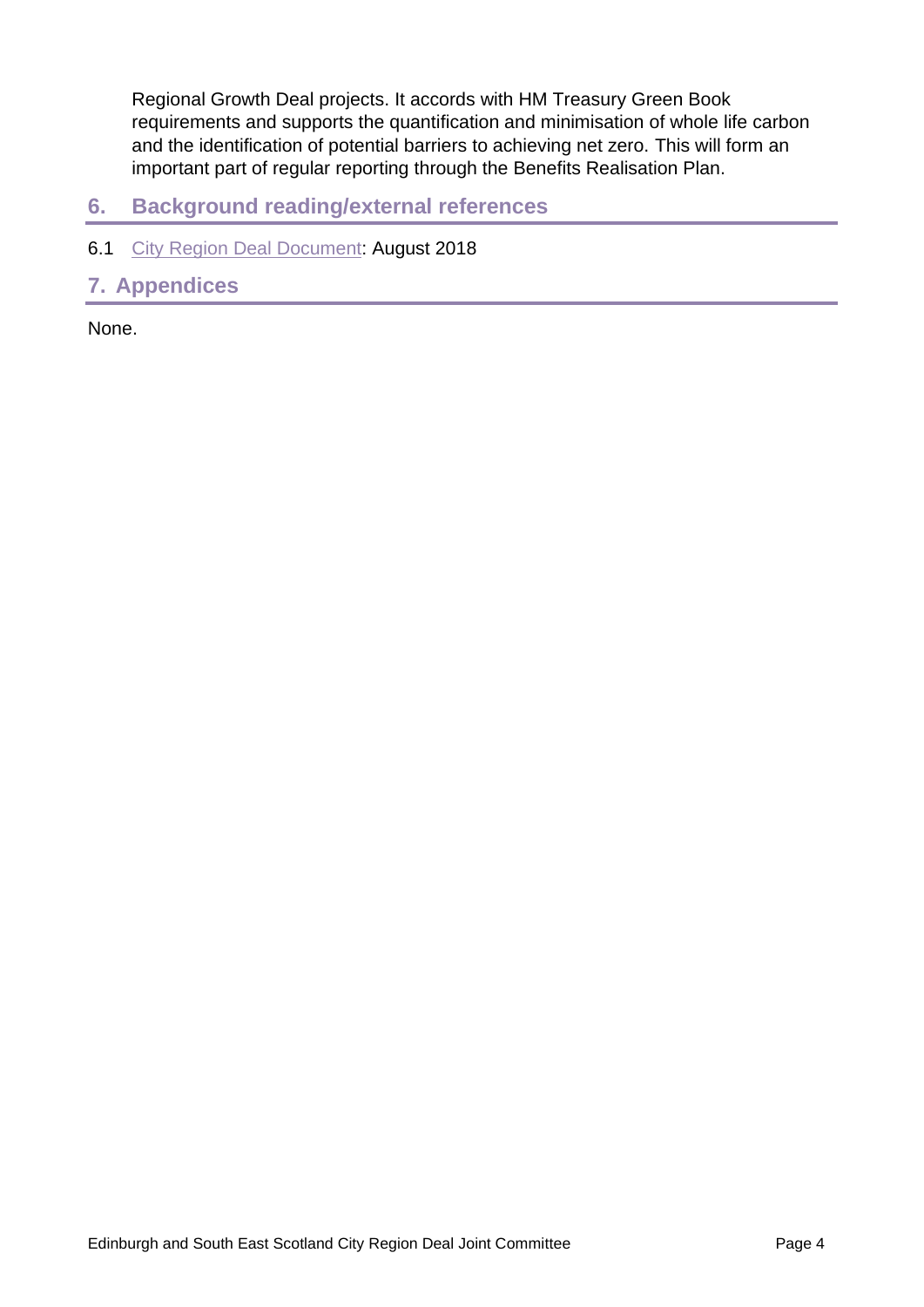Regional Growth Deal projects. It accords with HM Treasury Green Book requirements and supports the quantification and minimisation of whole life carbon and the identification of potential barriers to achieving net zero. This will form an important part of regular reporting through the Benefits Realisation Plan.

## 6. Background reading/external references

6.1 City Region Deal Document: August 2018

## 7. Appendices

None.